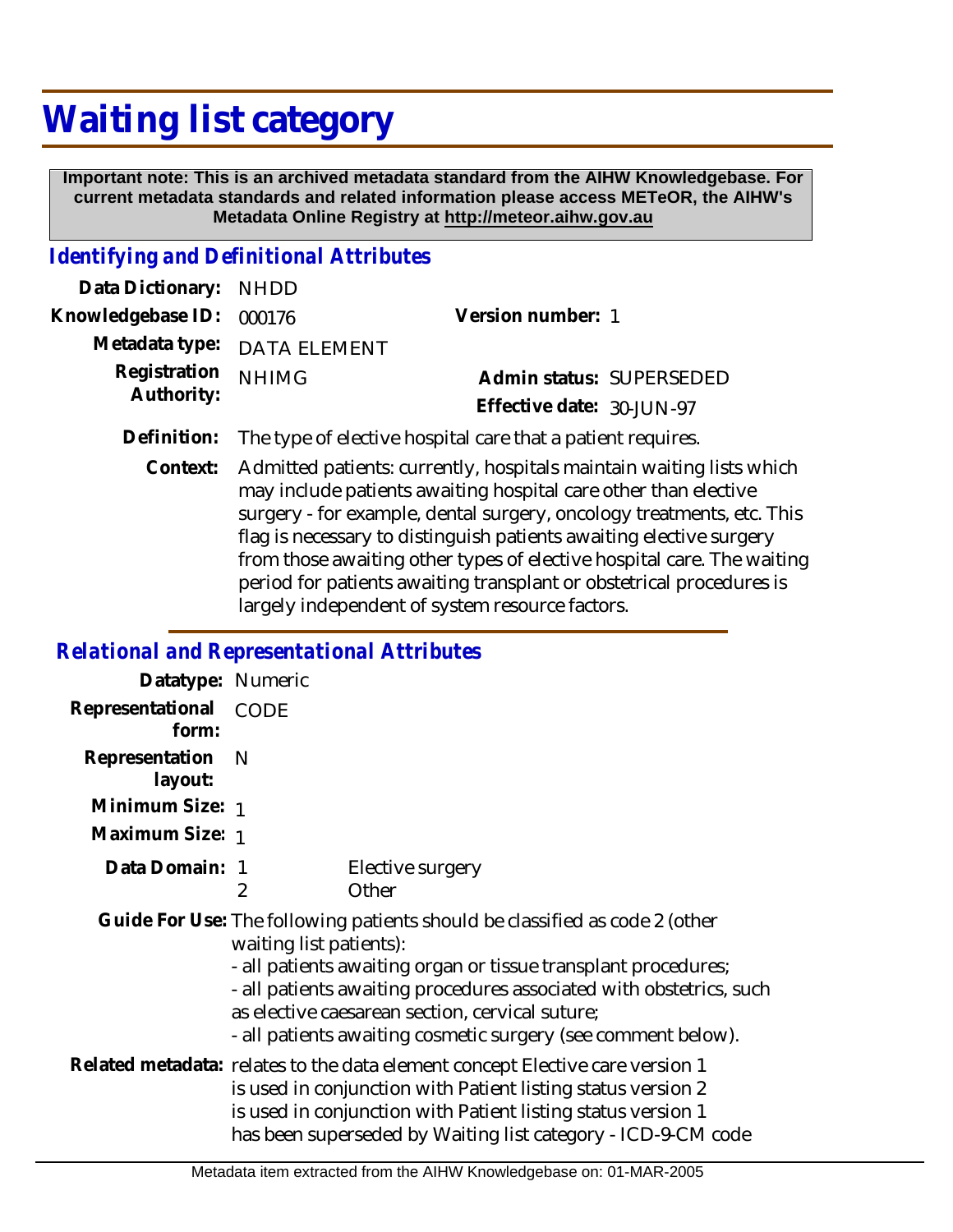# Waiting list category

**Important note: This is an archived metadata standard from the AIHW Knowledgebase. For current metadata standards and related information please access METeOR, the AIHW's Metadata Online Registry at http://meteor.aihw.gov.au**

## *Identifying and Definitional Attributes*

| | | | |
|---|---|---|---|
| **Data Dictionary:** | NHDD | | |
| **Knowledgebase ID:** | 000176 | **Version number:** | 1 |
| **Metadata type:** | DATA ELEMENT | | |
| **Registration Authority:** | NHIMG | **Admin status:** | SUPERSEDED |
| | | **Effective date:** | 30-JUN-97 |

**Definition:** The type of elective hospital care that a patient requires.

**Context:** Admitted patients: currently, hospitals maintain waiting lists which may include patients awaiting hospital care other than elective surgery - for example, dental surgery, oncology treatments, etc. This flag is necessary to distinguish patients awaiting elective surgery from those awaiting other types of elective hospital care. The waiting period for patients awaiting transplant or obstetrical procedures is largely independent of system resource factors.

## *Relational and Representational Attributes*

**Datatype:** Numeric

**Representational form:** CODE

**Representation layout:** N

**Minimum Size:** 1

**Maximum Size:** 1

**Data Domain:**

| Code | Description |
|---|---|
| 1 | Elective surgery |
| 2 | Other |

**Guide For Use:** The following patients should be classified as code 2 (other waiting list patients):
- all patients awaiting organ or tissue transplant procedures;
- all patients awaiting procedures associated with obstetrics, such as elective caesarean section, cervical suture;
- all patients awaiting cosmetic surgery (see comment below).

**Related metadata:** relates to the data element concept Elective care version 1
is used in conjunction with Patient listing status version 2
is used in conjunction with Patient listing status version 1
has been superseded by Waiting list category - ICD-9-CM code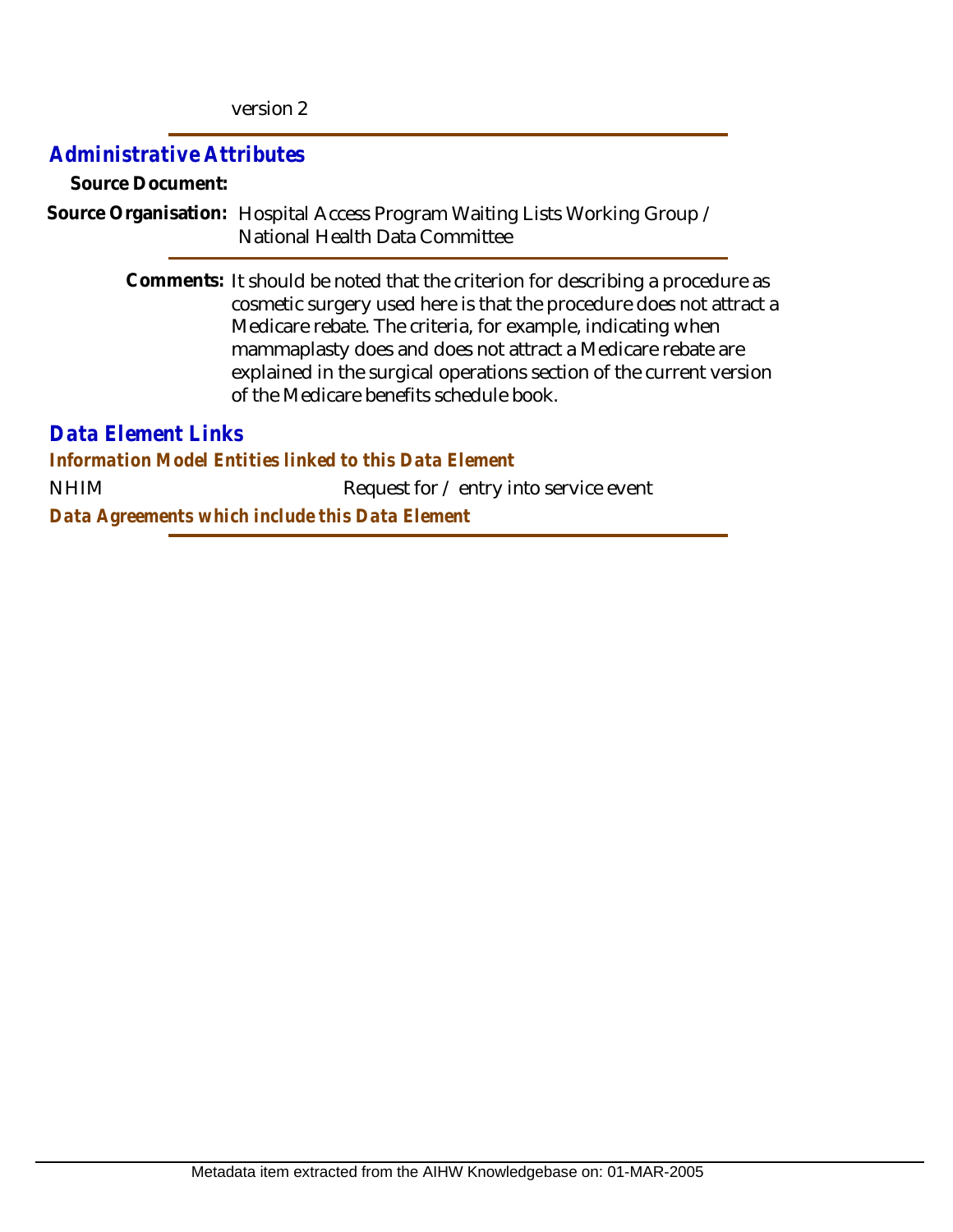version 2

## Administrative Attributes

**Source Document:**

**Source Organisation:** Hospital Access Program Waiting Lists Working Group / National Health Data Committee

**Comments:** It should be noted that the criterion for describing a procedure as cosmetic surgery used here is that the procedure does not attract a Medicare rebate. The criteria, for example, indicating when mammaplasty does and does not attract a Medicare rebate are explained in the surgical operations section of the current version of the Medicare benefits schedule book.

## Data Element Links

### Information Model Entities linked to this Data Element

| | |
|---|---|
| NHIM | Request for / entry into service event |

### Data Agreements which include this Data Element

Metadata item extracted from the AIHW Knowledgebase on: 01-MAR-2005